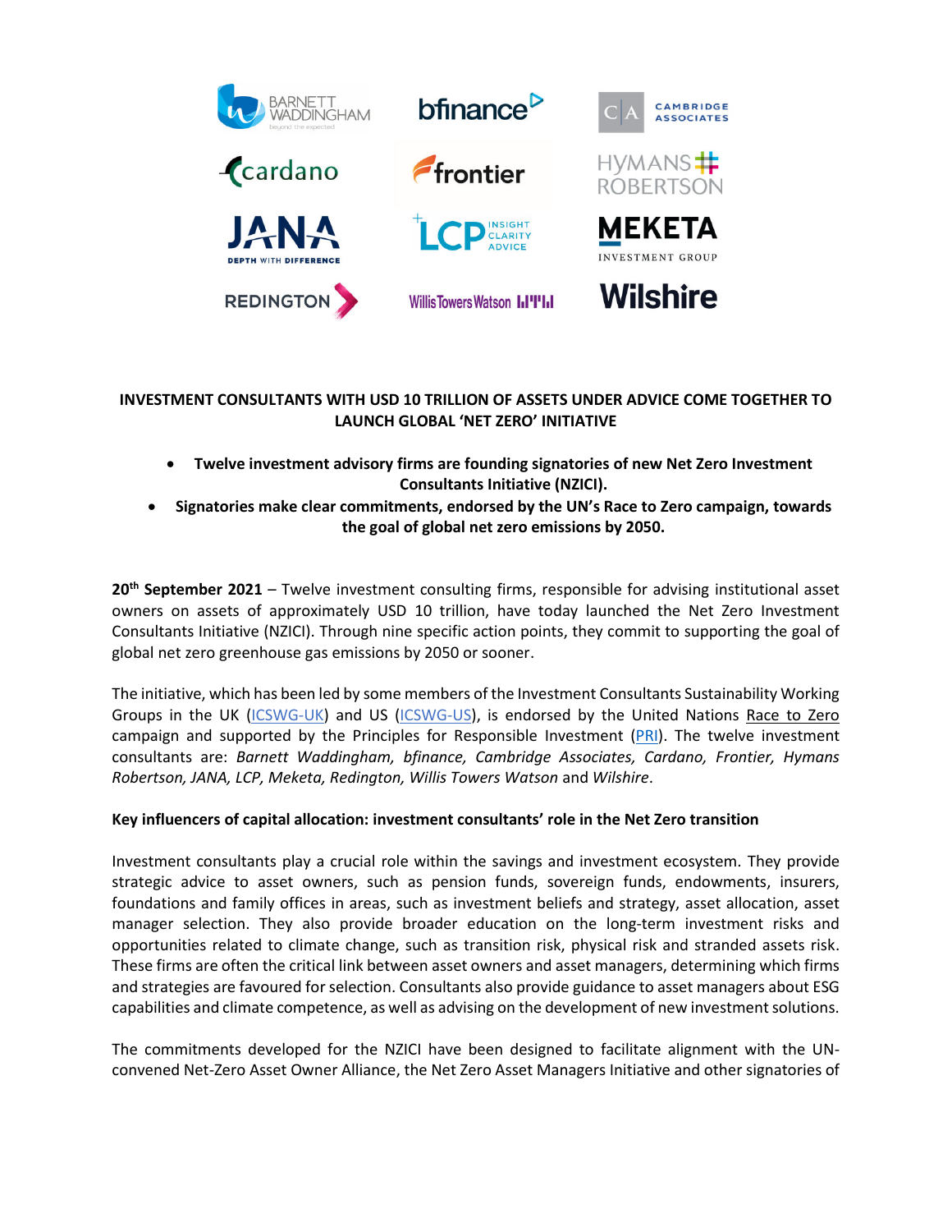# INVESTMENT CONSULTANTS WITH USD 10 TRILLION OF ASSETS UNDER ADVICE COME TOGETHER TO LAUNCH GLOBAL 'NET ZERO' INITIATIVE

- **Twelve investment advisory firms are founding signatories of new Net Zero Investment Consultants Initiative (NZICI).**
- **Signatories make clear commitments, endorsed by the UN's Race to Zero campaign, towards the goal of global net zero emissions by 2050.**

**20th September 2021** – Twelve investment consulting firms, responsible for advising institutional asset owners on assets of approximately USD 10 trillion, have today launched the Net Zero Investment Consultants Initiative (NZICI). Through nine specific action points, they commit to supporting the goal of global net zero greenhouse gas emissions by 2050 or sooner.

The initiative, which has been led by some members of the Investment Consultants Sustainability Working Groups in the UK (ICSWG-UK) and US (ICSWG-US), is endorsed by the United Nations Race to Zero campaign and supported by the Principles for Responsible Investment (PRI). The twelve investment consultants are: *Barnett Waddingham, bfinance, Cambridge Associates, Cardano, Frontier, Hymans Robertson, JANA, LCP, Meketa, Redington, Willis Towers Watson* and *Wilshire*.

## Key influencers of capital allocation: investment consultants' role in the Net Zero transition

Investment consultants play a crucial role within the savings and investment ecosystem. They provide strategic advice to asset owners, such as pension funds, sovereign funds, endowments, insurers, foundations and family offices in areas, such as investment beliefs and strategy, asset allocation, asset manager selection. They also provide broader education on the long-term investment risks and opportunities related to climate change, such as transition risk, physical risk and stranded assets risk. These firms are often the critical link between asset owners and asset managers, determining which firms and strategies are favoured for selection. Consultants also provide guidance to asset managers about ESG capabilities and climate competence, as well as advising on the development of new investment solutions.

The commitments developed for the NZICI have been designed to facilitate alignment with the UN-convened Net-Zero Asset Owner Alliance, the Net Zero Asset Managers Initiative and other signatories of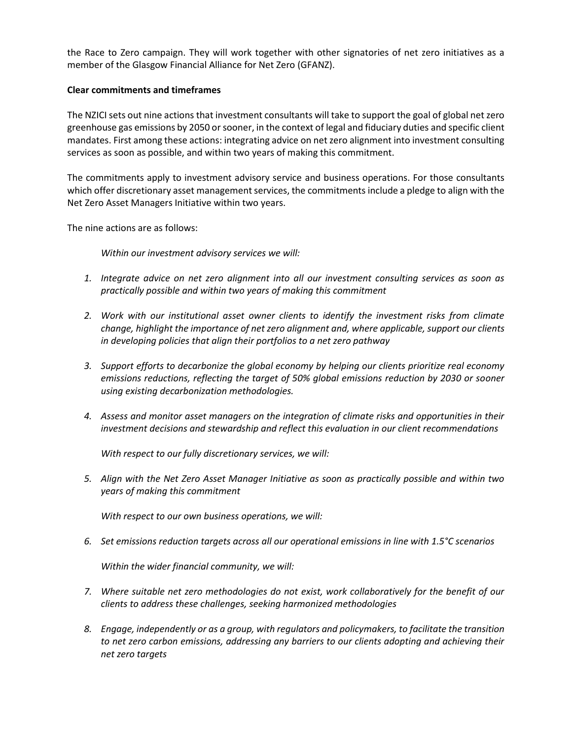the Race to Zero campaign. They will work together with other signatories of net zero initiatives as a member of the Glasgow Financial Alliance for Net Zero (GFANZ).

**Clear commitments and timeframes**

The NZICI sets out nine actions that investment consultants will take to support the goal of global net zero greenhouse gas emissions by 2050 or sooner, in the context of legal and fiduciary duties and specific client mandates. First among these actions: integrating advice on net zero alignment into investment consulting services as soon as possible, and within two years of making this commitment.

The commitments apply to investment advisory service and business operations. For those consultants which offer discretionary asset management services, the commitments include a pledge to align with the Net Zero Asset Managers Initiative within two years.

The nine actions are as follows:

*Within our investment advisory services we will:*

1. *Integrate advice on net zero alignment into all our investment consulting services as soon as practically possible and within two years of making this commitment*
2. *Work with our institutional asset owner clients to identify the investment risks from climate change, highlight the importance of net zero alignment and, where applicable, support our clients in developing policies that align their portfolios to a net zero pathway*
3. *Support efforts to decarbonize the global economy by helping our clients prioritize real economy emissions reductions, reflecting the target of 50% global emissions reduction by 2030 or sooner using existing decarbonization methodologies.*
4. *Assess and monitor asset managers on the integration of climate risks and opportunities in their investment decisions and stewardship and reflect this evaluation in our client recommendations*

*With respect to our fully discretionary services, we will:*

5. *Align with the Net Zero Asset Manager Initiative as soon as practically possible and within two years of making this commitment*

*With respect to our own business operations, we will:*

6. *Set emissions reduction targets across all our operational emissions in line with 1.5°C scenarios*

*Within the wider financial community, we will:*

7. *Where suitable net zero methodologies do not exist, work collaboratively for the benefit of our clients to address these challenges, seeking harmonized methodologies*
8. *Engage, independently or as a group, with regulators and policymakers, to facilitate the transition to net zero carbon emissions, addressing any barriers to our clients adopting and achieving their net zero targets*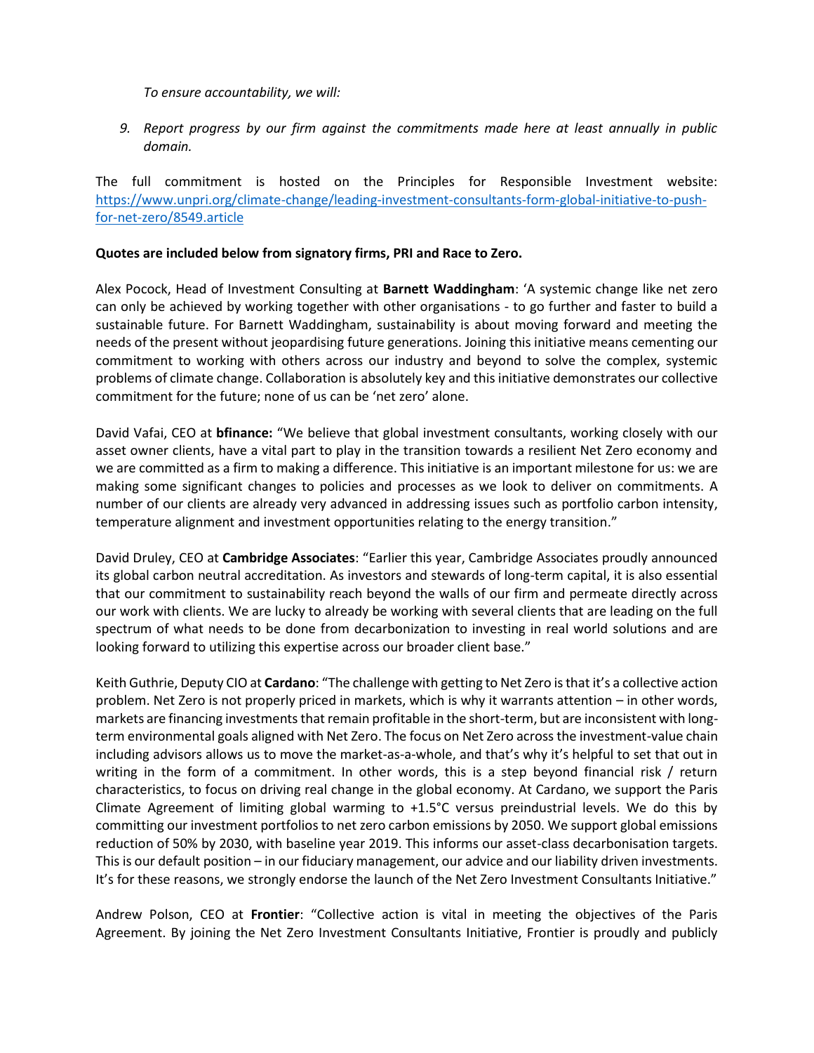*To ensure accountability, we will:*

9. *Report progress by our firm against the commitments made here at least annually in public domain.*

The full commitment is hosted on the Principles for Responsible Investment website: [https://www.unpri.org/climate-change/leading-investment-consultants-form-global-initiative-to-push-for-net-zero/8549.article](https://www.unpri.org/climate-change/leading-investment-consultants-form-global-initiative-to-push-for-net-zero/8549.article)

**Quotes are included below from signatory firms, PRI and Race to Zero.**

Alex Pocock, Head of Investment Consulting at **Barnett Waddingham**: 'A systemic change like net zero can only be achieved by working together with other organisations - to go further and faster to build a sustainable future. For Barnett Waddingham, sustainability is about moving forward and meeting the needs of the present without jeopardising future generations. Joining this initiative means cementing our commitment to working with others across our industry and beyond to solve the complex, systemic problems of climate change. Collaboration is absolutely key and this initiative demonstrates our collective commitment for the future; none of us can be 'net zero' alone.

David Vafai, CEO at **bfinance:** "We believe that global investment consultants, working closely with our asset owner clients, have a vital part to play in the transition towards a resilient Net Zero economy and we are committed as a firm to making a difference. This initiative is an important milestone for us: we are making some significant changes to policies and processes as we look to deliver on commitments. A number of our clients are already very advanced in addressing issues such as portfolio carbon intensity, temperature alignment and investment opportunities relating to the energy transition."

David Druley, CEO at **Cambridge Associates**: "Earlier this year, Cambridge Associates proudly announced its global carbon neutral accreditation. As investors and stewards of long-term capital, it is also essential that our commitment to sustainability reach beyond the walls of our firm and permeate directly across our work with clients. We are lucky to already be working with several clients that are leading on the full spectrum of what needs to be done from decarbonization to investing in real world solutions and are looking forward to utilizing this expertise across our broader client base."

Keith Guthrie, Deputy CIO at **Cardano**: "The challenge with getting to Net Zero is that it's a collective action problem. Net Zero is not properly priced in markets, which is why it warrants attention – in other words, markets are financing investments that remain profitable in the short-term, but are inconsistent with long-term environmental goals aligned with Net Zero. The focus on Net Zero across the investment-value chain including advisors allows us to move the market-as-a-whole, and that's why it's helpful to set that out in writing in the form of a commitment. In other words, this is a step beyond financial risk / return characteristics, to focus on driving real change in the global economy. At Cardano, we support the Paris Climate Agreement of limiting global warming to +1.5°C versus preindustrial levels. We do this by committing our investment portfolios to net zero carbon emissions by 2050. We support global emissions reduction of 50% by 2030, with baseline year 2019. This informs our asset-class decarbonisation targets. This is our default position – in our fiduciary management, our advice and our liability driven investments. It's for these reasons, we strongly endorse the launch of the Net Zero Investment Consultants Initiative."

Andrew Polson, CEO at **Frontier**: "Collective action is vital in meeting the objectives of the Paris Agreement. By joining the Net Zero Investment Consultants Initiative, Frontier is proudly and publicly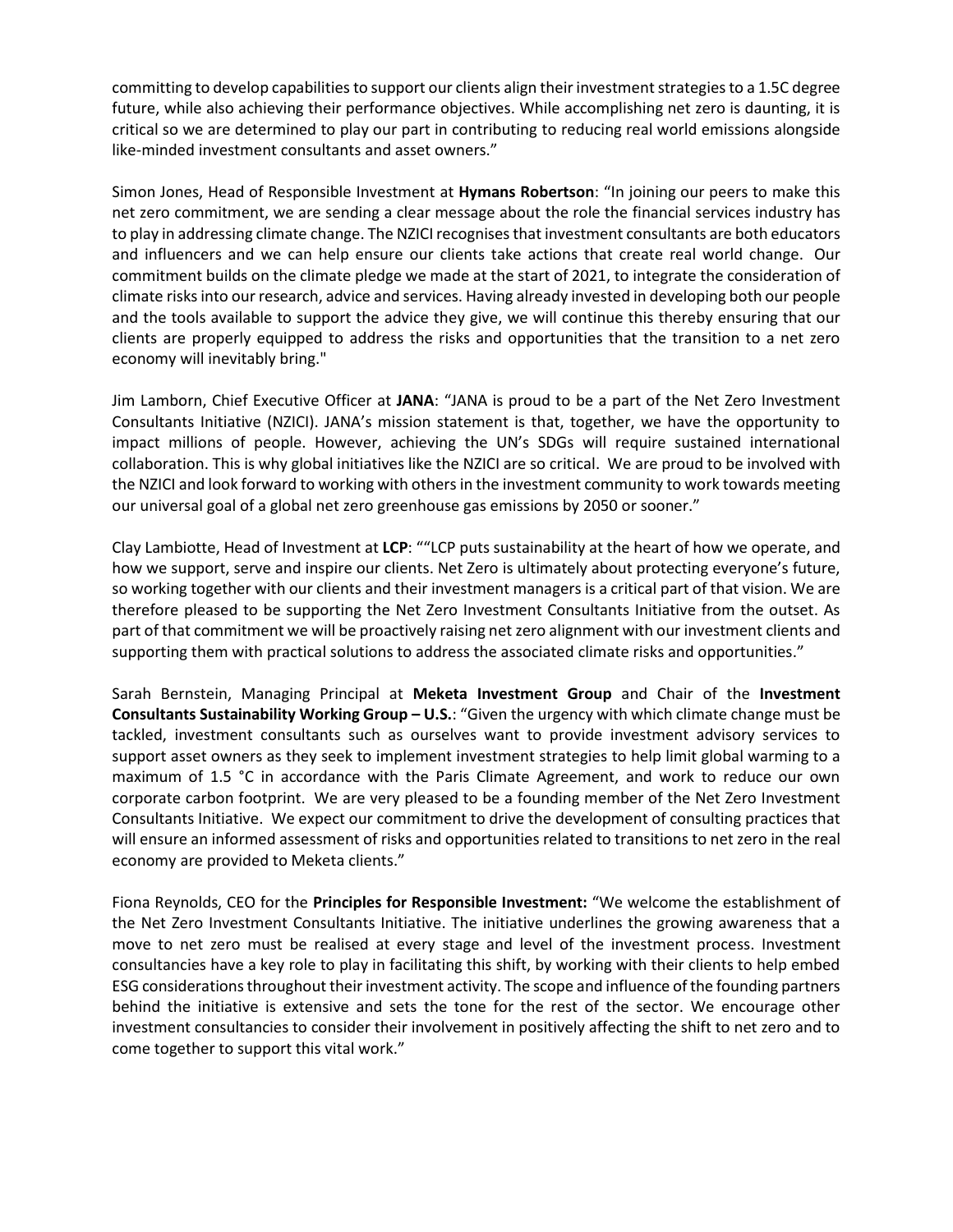committing to develop capabilities to support our clients align their investment strategies to a 1.5C degree future, while also achieving their performance objectives. While accomplishing net zero is daunting, it is critical so we are determined to play our part in contributing to reducing real world emissions alongside like-minded investment consultants and asset owners."

Simon Jones, Head of Responsible Investment at **Hymans Robertson**: "In joining our peers to make this net zero commitment, we are sending a clear message about the role the financial services industry has to play in addressing climate change. The NZICI recognises that investment consultants are both educators and influencers and we can help ensure our clients take actions that create real world change. Our commitment builds on the climate pledge we made at the start of 2021, to integrate the consideration of climate risks into our research, advice and services. Having already invested in developing both our people and the tools available to support the advice they give, we will continue this thereby ensuring that our clients are properly equipped to address the risks and opportunities that the transition to a net zero economy will inevitably bring."

Jim Lamborn, Chief Executive Officer at **JANA**: "JANA is proud to be a part of the Net Zero Investment Consultants Initiative (NZICI). JANA's mission statement is that, together, we have the opportunity to impact millions of people. However, achieving the UN's SDGs will require sustained international collaboration. This is why global initiatives like the NZICI are so critical. We are proud to be involved with the NZICI and look forward to working with others in the investment community to work towards meeting our universal goal of a global net zero greenhouse gas emissions by 2050 or sooner."

Clay Lambiotte, Head of Investment at **LCP**: ""LCP puts sustainability at the heart of how we operate, and how we support, serve and inspire our clients. Net Zero is ultimately about protecting everyone's future, so working together with our clients and their investment managers is a critical part of that vision. We are therefore pleased to be supporting the Net Zero Investment Consultants Initiative from the outset. As part of that commitment we will be proactively raising net zero alignment with our investment clients and supporting them with practical solutions to address the associated climate risks and opportunities."

Sarah Bernstein, Managing Principal at **Meketa Investment Group** and Chair of the **Investment Consultants Sustainability Working Group – U.S.**: "Given the urgency with which climate change must be tackled, investment consultants such as ourselves want to provide investment advisory services to support asset owners as they seek to implement investment strategies to help limit global warming to a maximum of 1.5 °C in accordance with the Paris Climate Agreement, and work to reduce our own corporate carbon footprint. We are very pleased to be a founding member of the Net Zero Investment Consultants Initiative. We expect our commitment to drive the development of consulting practices that will ensure an informed assessment of risks and opportunities related to transitions to net zero in the real economy are provided to Meketa clients."

Fiona Reynolds, CEO for the **Principles for Responsible Investment:** "We welcome the establishment of the Net Zero Investment Consultants Initiative. The initiative underlines the growing awareness that a move to net zero must be realised at every stage and level of the investment process. Investment consultancies have a key role to play in facilitating this shift, by working with their clients to help embed ESG considerations throughout their investment activity. The scope and influence of the founding partners behind the initiative is extensive and sets the tone for the rest of the sector. We encourage other investment consultancies to consider their involvement in positively affecting the shift to net zero and to come together to support this vital work."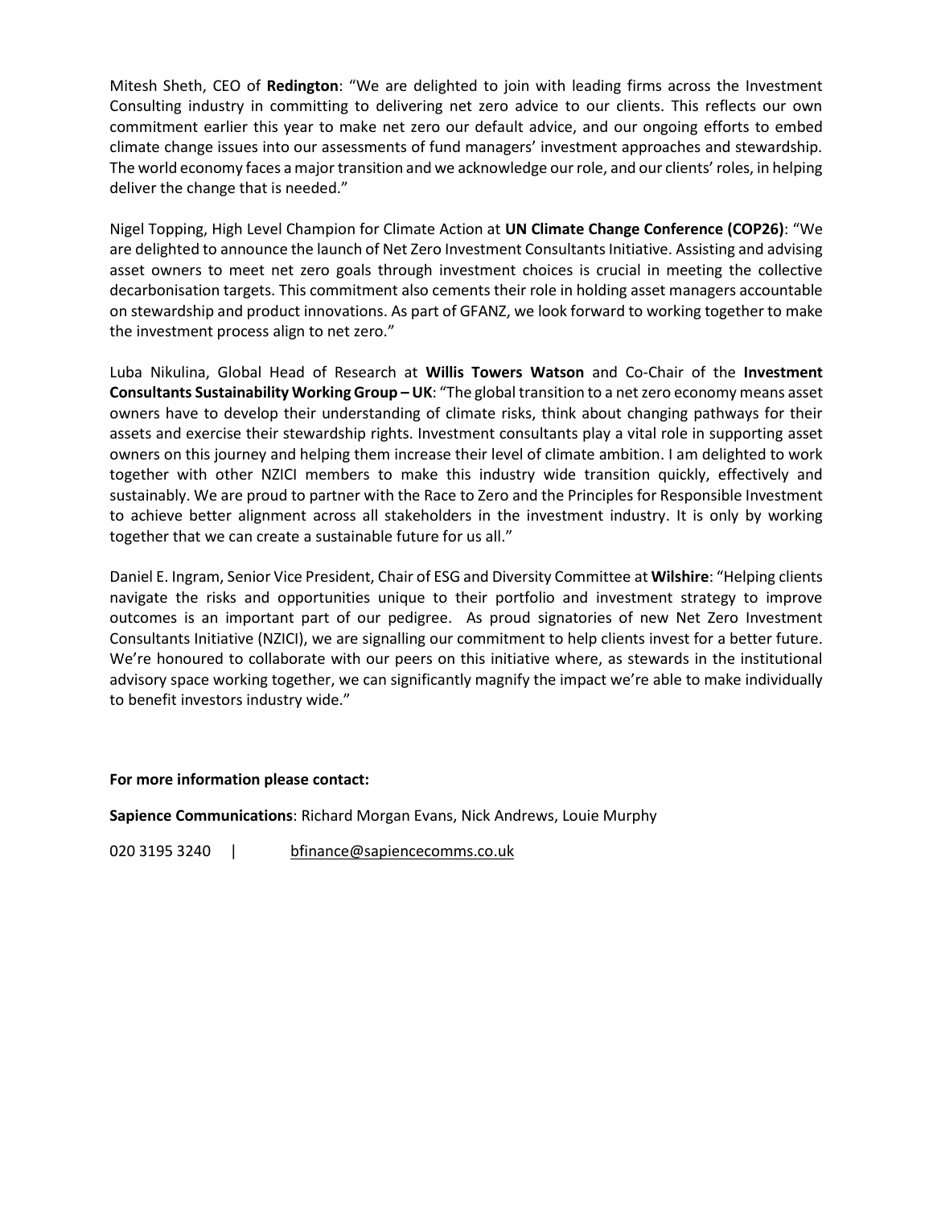Mitesh Sheth, CEO of **Redington**: "We are delighted to join with leading firms across the Investment Consulting industry in committing to delivering net zero advice to our clients. This reflects our own commitment earlier this year to make net zero our default advice, and our ongoing efforts to embed climate change issues into our assessments of fund managers' investment approaches and stewardship. The world economy faces a major transition and we acknowledge our role, and our clients' roles, in helping deliver the change that is needed."

Nigel Topping, High Level Champion for Climate Action at **UN Climate Change Conference (COP26)**: "We are delighted to announce the launch of Net Zero Investment Consultants Initiative. Assisting and advising asset owners to meet net zero goals through investment choices is crucial in meeting the collective decarbonisation targets. This commitment also cements their role in holding asset managers accountable on stewardship and product innovations. As part of GFANZ, we look forward to working together to make the investment process align to net zero."

Luba Nikulina, Global Head of Research at **Willis Towers Watson** and Co-Chair of the **Investment Consultants Sustainability Working Group – UK**: "The global transition to a net zero economy means asset owners have to develop their understanding of climate risks, think about changing pathways for their assets and exercise their stewardship rights. Investment consultants play a vital role in supporting asset owners on this journey and helping them increase their level of climate ambition. I am delighted to work together with other NZICI members to make this industry wide transition quickly, effectively and sustainably. We are proud to partner with the Race to Zero and the Principles for Responsible Investment to achieve better alignment across all stakeholders in the investment industry. It is only by working together that we can create a sustainable future for us all."

Daniel E. Ingram, Senior Vice President, Chair of ESG and Diversity Committee at **Wilshire**: "Helping clients navigate the risks and opportunities unique to their portfolio and investment strategy to improve outcomes is an important part of our pedigree. As proud signatories of new Net Zero Investment Consultants Initiative (NZICI), we are signalling our commitment to help clients invest for a better future. We're honoured to collaborate with our peers on this initiative where, as stewards in the institutional advisory space working together, we can significantly magnify the impact we're able to make individually to benefit investors industry wide."

**For more information please contact:**

**Sapience Communications**: Richard Morgan Evans, Nick Andrews, Louie Murphy

020 3195 3240 | bfinance@sapiencecomms.co.uk